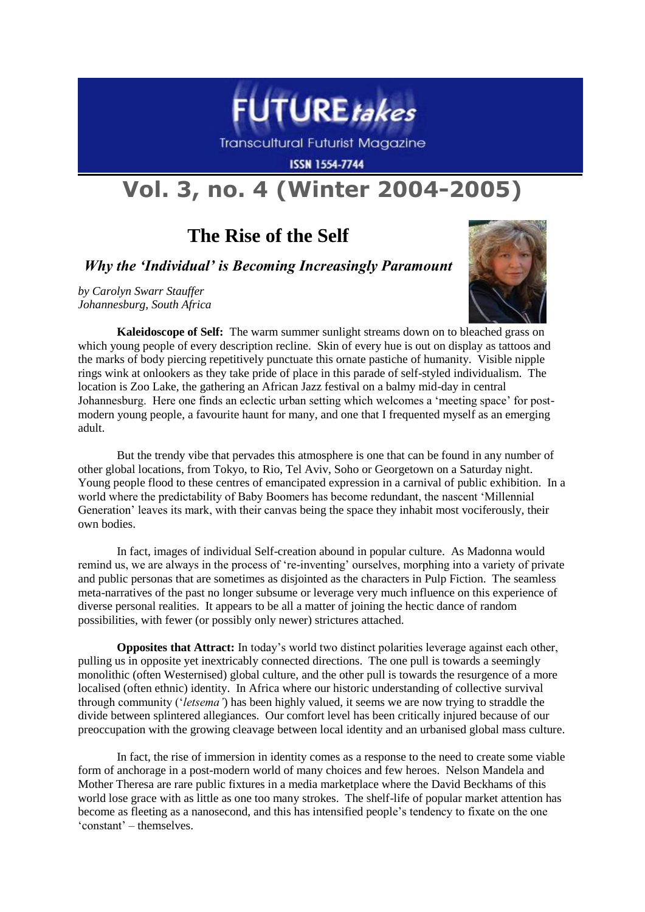# FUTURE*takes*

Transcultural Futurist Magazine

ISSN 1554-7744

# Vol. 3, no. 4 (Winter 2004-2005)

## The Rise of the Self

### *Why the 'Individual' is Becoming Increasingly Paramount*

*by Carolyn Swarr Stauffer*
*Johannesburg, South Africa*

**Kaleidoscope of Self:** The warm summer sunlight streams down on to bleached grass on which young people of every description recline. Skin of every hue is out on display as tattoos and the marks of body piercing repetitively punctuate this ornate pastiche of humanity. Visible nipple rings wink at onlookers as they take pride of place in this parade of self-styled individualism. The location is Zoo Lake, the gathering an African Jazz festival on a balmy mid-day in central Johannesburg. Here one finds an eclectic urban setting which welcomes a 'meeting space' for post-modern young people, a favourite haunt for many, and one that I frequented myself as an emerging adult.

But the trendy vibe that pervades this atmosphere is one that can be found in any number of other global locations, from Tokyo, to Rio, Tel Aviv, Soho or Georgetown on a Saturday night. Young people flood to these centres of emancipated expression in a carnival of public exhibition. In a world where the predictability of Baby Boomers has become redundant, the nascent 'Millennial Generation' leaves its mark, with their canvas being the space they inhabit most vociferously, their own bodies.

In fact, images of individual Self-creation abound in popular culture. As Madonna would remind us, we are always in the process of 're-inventing' ourselves, morphing into a variety of private and public personas that are sometimes as disjointed as the characters in Pulp Fiction. The seamless meta-narratives of the past no longer subsume or leverage very much influence on this experience of diverse personal realities. It appears to be all a matter of joining the hectic dance of random possibilities, with fewer (or possibly only newer) strictures attached.

**Opposites that Attract:** In today's world two distinct polarities leverage against each other, pulling us in opposite yet inextricably connected directions. The one pull is towards a seemingly monolithic (often Westernised) global culture, and the other pull is towards the resurgence of a more localised (often ethnic) identity. In Africa where our historic understanding of collective survival through community ('*letsema'*) has been highly valued, it seems we are now trying to straddle the divide between splintered allegiances. Our comfort level has been critically injured because of our preoccupation with the growing cleavage between local identity and an urbanised global mass culture.

In fact, the rise of immersion in identity comes as a response to the need to create some viable form of anchorage in a post-modern world of many choices and few heroes. Nelson Mandela and Mother Theresa are rare public fixtures in a media marketplace where the David Beckhams of this world lose grace with as little as one too many strokes. The shelf-life of popular market attention has become as fleeting as a nanosecond, and this has intensified people's tendency to fixate on the one 'constant' – themselves.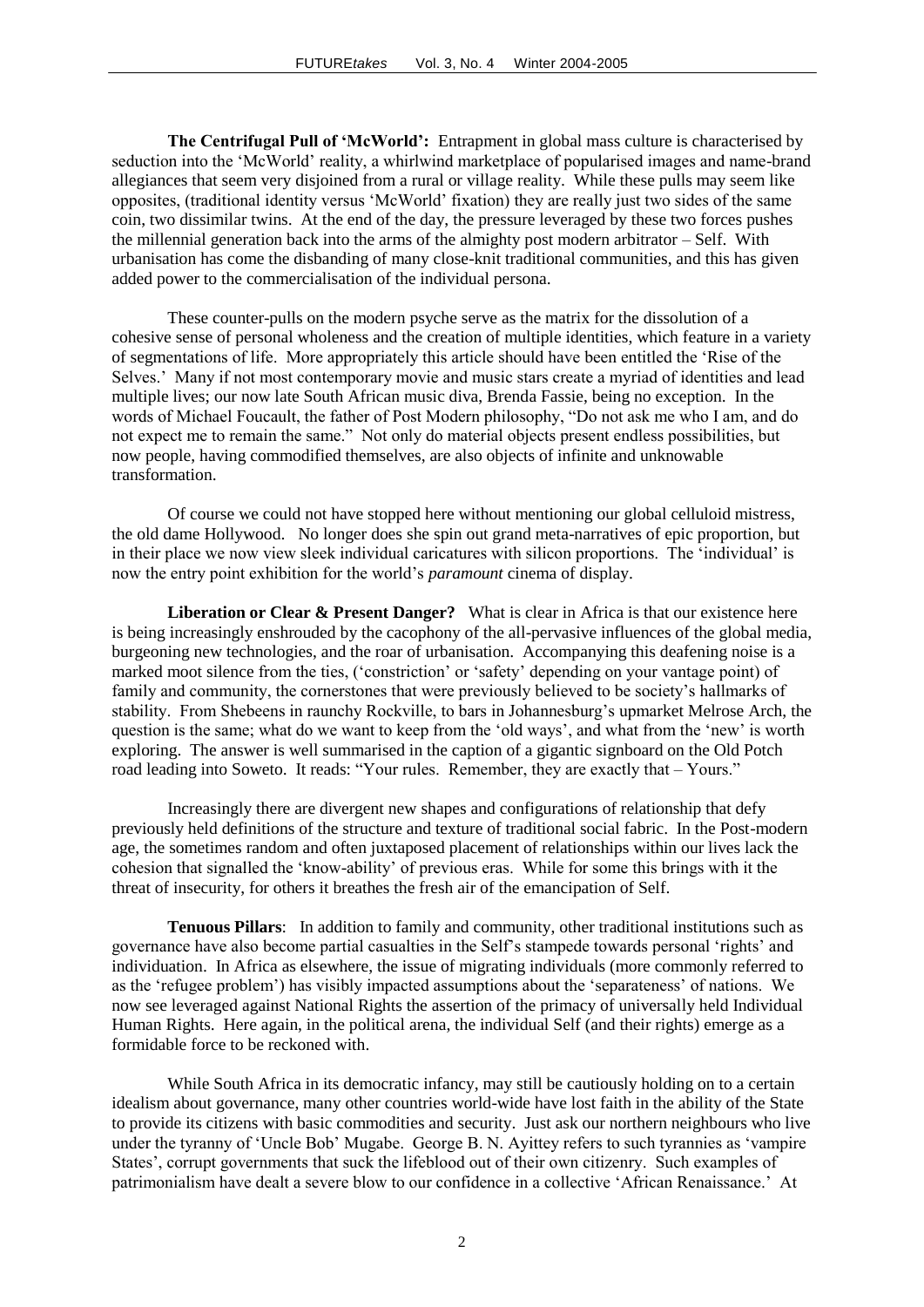**The Centrifugal Pull of 'McWorld':** Entrapment in global mass culture is characterised by seduction into the 'McWorld' reality, a whirlwind marketplace of popularised images and name-brand allegiances that seem very disjoined from a rural or village reality. While these pulls may seem like opposites, (traditional identity versus 'McWorld' fixation) they are really just two sides of the same coin, two dissimilar twins. At the end of the day, the pressure leveraged by these two forces pushes the millennial generation back into the arms of the almighty post modern arbitrator – Self. With urbanisation has come the disbanding of many close-knit traditional communities, and this has given added power to the commercialisation of the individual persona.

These counter-pulls on the modern psyche serve as the matrix for the dissolution of a cohesive sense of personal wholeness and the creation of multiple identities, which feature in a variety of segmentations of life. More appropriately this article should have been entitled the 'Rise of the Selves.' Many if not most contemporary movie and music stars create a myriad of identities and lead multiple lives; our now late South African music diva, Brenda Fassie, being no exception. In the words of Michael Foucault, the father of Post Modern philosophy, "Do not ask me who I am, and do not expect me to remain the same." Not only do material objects present endless possibilities, but now people, having commodified themselves, are also objects of infinite and unknowable transformation.

Of course we could not have stopped here without mentioning our global celluloid mistress, the old dame Hollywood. No longer does she spin out grand meta-narratives of epic proportion, but in their place we now view sleek individual caricatures with silicon proportions. The 'individual' is now the entry point exhibition for the world's *paramount* cinema of display.

**Liberation or Clear & Present Danger?** What is clear in Africa is that our existence here is being increasingly enshrouded by the cacophony of the all-pervasive influences of the global media, burgeoning new technologies, and the roar of urbanisation. Accompanying this deafening noise is a marked moot silence from the ties, ('constriction' or 'safety' depending on your vantage point) of family and community, the cornerstones that were previously believed to be society's hallmarks of stability. From Shebeens in raunchy Rockville, to bars in Johannesburg's upmarket Melrose Arch, the question is the same; what do we want to keep from the 'old ways', and what from the 'new' is worth exploring. The answer is well summarised in the caption of a gigantic signboard on the Old Potch road leading into Soweto. It reads: "Your rules. Remember, they are exactly that – Yours."

Increasingly there are divergent new shapes and configurations of relationship that defy previously held definitions of the structure and texture of traditional social fabric. In the Post-modern age, the sometimes random and often juxtaposed placement of relationships within our lives lack the cohesion that signalled the 'know-ability' of previous eras. While for some this brings with it the threat of insecurity, for others it breathes the fresh air of the emancipation of Self.

**Tenuous Pillars**: In addition to family and community, other traditional institutions such as governance have also become partial casualties in the Self's stampede towards personal 'rights' and individuation. In Africa as elsewhere, the issue of migrating individuals (more commonly referred to as the 'refugee problem') has visibly impacted assumptions about the 'separateness' of nations. We now see leveraged against National Rights the assertion of the primacy of universally held Individual Human Rights. Here again, in the political arena, the individual Self (and their rights) emerge as a formidable force to be reckoned with.

While South Africa in its democratic infancy, may still be cautiously holding on to a certain idealism about governance, many other countries world-wide have lost faith in the ability of the State to provide its citizens with basic commodities and security. Just ask our northern neighbours who live under the tyranny of 'Uncle Bob' Mugabe. George B. N. Ayittey refers to such tyrannies as 'vampire States', corrupt governments that suck the lifeblood out of their own citizenry. Such examples of patrimonialism have dealt a severe blow to our confidence in a collective 'African Renaissance.' At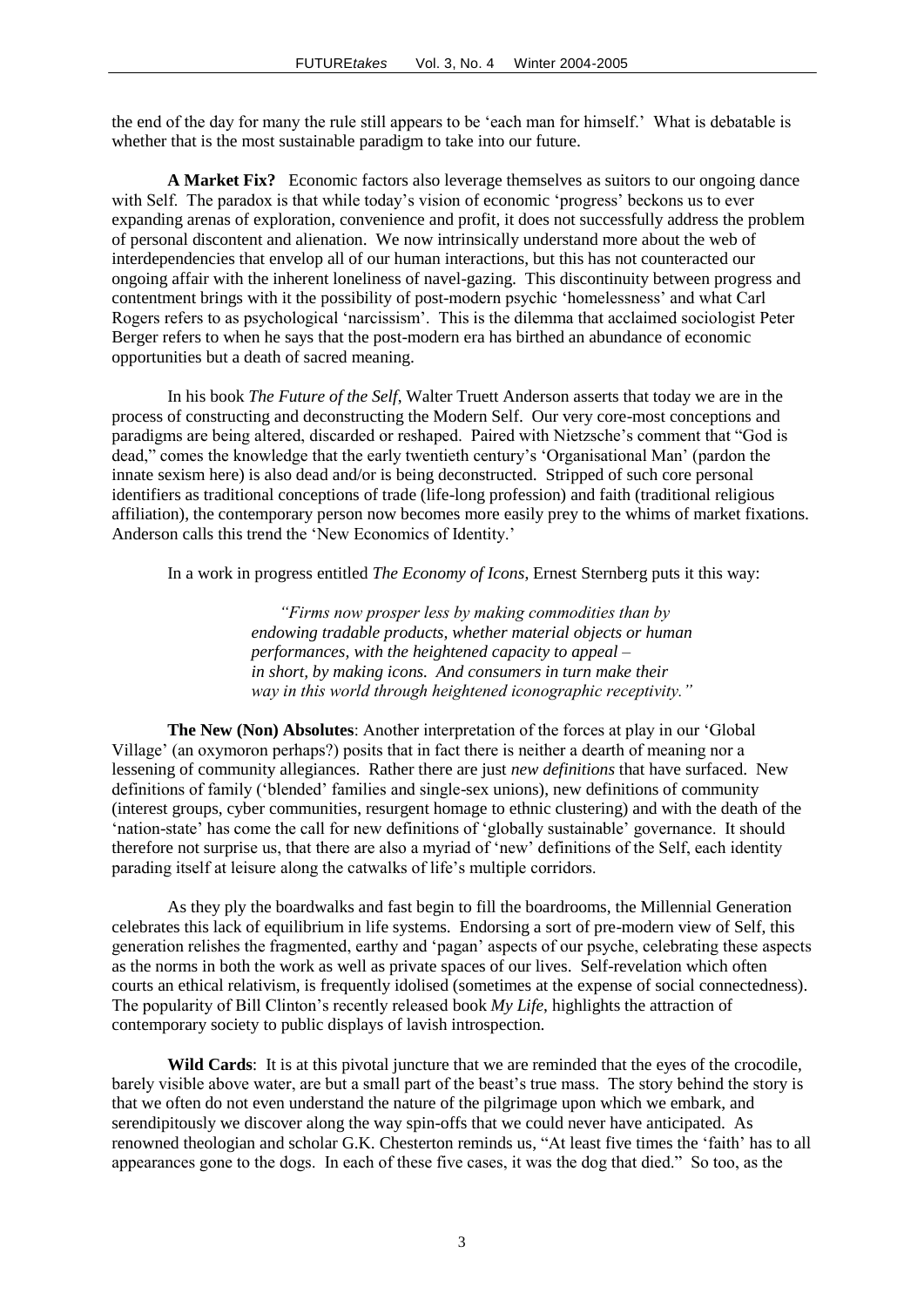the end of the day for many the rule still appears to be 'each man for himself.' What is debatable is whether that is the most sustainable paradigm to take into our future.

**A Market Fix?** Economic factors also leverage themselves as suitors to our ongoing dance with Self. The paradox is that while today's vision of economic 'progress' beckons us to ever expanding arenas of exploration, convenience and profit, it does not successfully address the problem of personal discontent and alienation. We now intrinsically understand more about the web of interdependencies that envelop all of our human interactions, but this has not counteracted our ongoing affair with the inherent loneliness of navel-gazing. This discontinuity between progress and contentment brings with it the possibility of post-modern psychic 'homelessness' and what Carl Rogers refers to as psychological 'narcissism'. This is the dilemma that acclaimed sociologist Peter Berger refers to when he says that the post-modern era has birthed an abundance of economic opportunities but a death of sacred meaning.

In his book *The Future of the Self*, Walter Truett Anderson asserts that today we are in the process of constructing and deconstructing the Modern Self. Our very core-most conceptions and paradigms are being altered, discarded or reshaped. Paired with Nietzsche's comment that "God is dead," comes the knowledge that the early twentieth century's 'Organisational Man' (pardon the innate sexism here) is also dead and/or is being deconstructed. Stripped of such core personal identifiers as traditional conceptions of trade (life-long profession) and faith (traditional religious affiliation), the contemporary person now becomes more easily prey to the whims of market fixations. Anderson calls this trend the 'New Economics of Identity.'

In a work in progress entitled *The Economy of Icons*, Ernest Sternberg puts it this way:

> *"Firms now prosper less by making commodities than by endowing tradable products, whether material objects or human performances, with the heightened capacity to appeal – in short, by making icons. And consumers in turn make their way in this world through heightened iconographic receptivity."*

**The New (Non) Absolutes**: Another interpretation of the forces at play in our 'Global Village' (an oxymoron perhaps?) posits that in fact there is neither a dearth of meaning nor a lessening of community allegiances. Rather there are just *new definitions* that have surfaced. New definitions of family ('blended' families and single-sex unions), new definitions of community (interest groups, cyber communities, resurgent homage to ethnic clustering) and with the death of the 'nation-state' has come the call for new definitions of 'globally sustainable' governance. It should therefore not surprise us, that there are also a myriad of 'new' definitions of the Self, each identity parading itself at leisure along the catwalks of life's multiple corridors.

As they ply the boardwalks and fast begin to fill the boardrooms, the Millennial Generation celebrates this lack of equilibrium in life systems. Endorsing a sort of pre-modern view of Self, this generation relishes the fragmented, earthy and 'pagan' aspects of our psyche, celebrating these aspects as the norms in both the work as well as private spaces of our lives. Self-revelation which often courts an ethical relativism, is frequently idolised (sometimes at the expense of social connectedness). The popularity of Bill Clinton's recently released book *My Life*, highlights the attraction of contemporary society to public displays of lavish introspection.

**Wild Cards**: It is at this pivotal juncture that we are reminded that the eyes of the crocodile, barely visible above water, are but a small part of the beast's true mass. The story behind the story is that we often do not even understand the nature of the pilgrimage upon which we embark, and serendipitously we discover along the way spin-offs that we could never have anticipated. As renowned theologian and scholar G.K. Chesterton reminds us, "At least five times the 'faith' has to all appearances gone to the dogs. In each of these five cases, it was the dog that died." So too, as the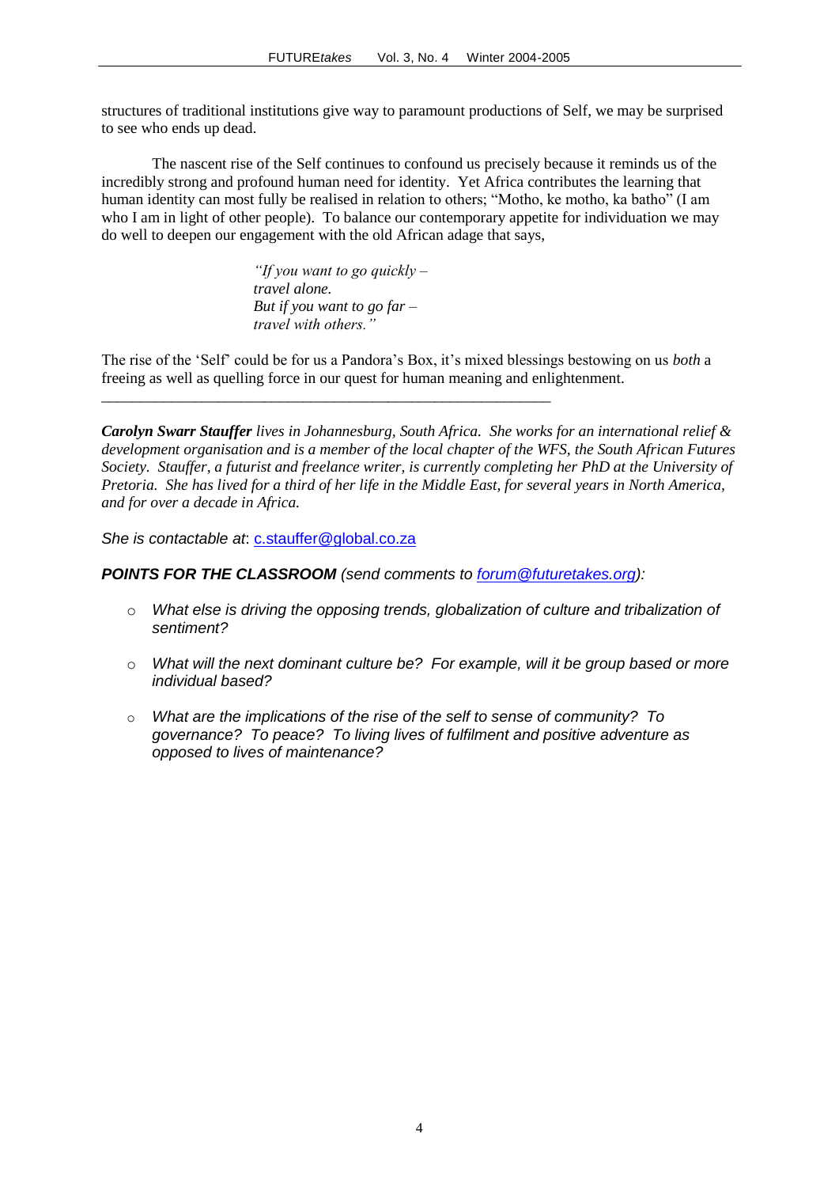structures of traditional institutions give way to paramount productions of Self, we may be surprised to see who ends up dead.

The nascent rise of the Self continues to confound us precisely because it reminds us of the incredibly strong and profound human need for identity. Yet Africa contributes the learning that human identity can most fully be realised in relation to others; "Motho, ke motho, ka batho" (I am who I am in light of other people). To balance our contemporary appetite for individuation we may do well to deepen our engagement with the old African adage that says,

> *"If you want to go quickly –*
> *travel alone.*
> *But if you want to go far –*
> *travel with others."*

The rise of the 'Self' could be for us a Pandora's Box, it's mixed blessings bestowing on us *both* a freeing as well as quelling force in our quest for human meaning and enlightenment.

---

***Carolyn Swarr Stauffer*** *lives in Johannesburg, South Africa. She works for an international relief & development organisation and is a member of the local chapter of the WFS, the South African Futures Society. Stauffer, a futurist and freelance writer, is currently completing her PhD at the University of Pretoria. She has lived for a third of her life in the Middle East, for several years in North America, and for over a decade in Africa.*

*She is contactable at*: c.stauffer@global.co.za

***POINTS FOR THE CLASSROOM*** *(send comments to forum@futuretakes.org):*

- *What else is driving the opposing trends, globalization of culture and tribalization of sentiment?*
- *What will the next dominant culture be? For example, will it be group based or more individual based?*
- *What are the implications of the rise of the self to sense of community? To governance? To peace? To living lives of fulfilment and positive adventure as opposed to lives of maintenance?*